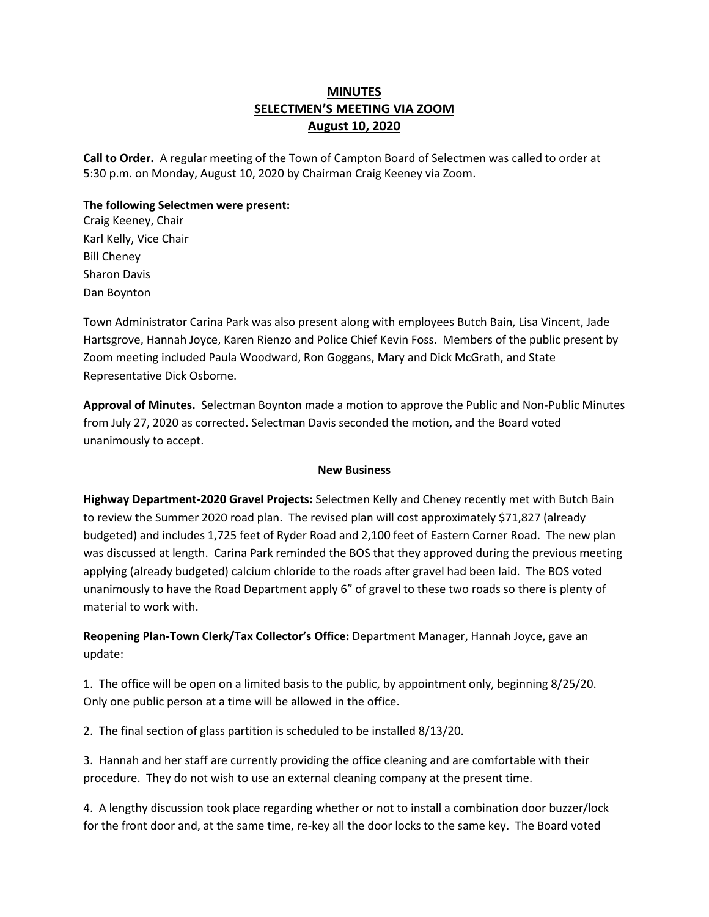# MINUTES
## SELECTMEN'S MEETING VIA ZOOM
## August 10, 2020

**Call to Order.** A regular meeting of the Town of Campton Board of Selectmen was called to order at 5:30 p.m. on Monday, August 10, 2020 by Chairman Craig Keeney via Zoom.

**The following Selectmen were present:**
Craig Keeney, Chair
Karl Kelly, Vice Chair
Bill Cheney
Sharon Davis
Dan Boynton

Town Administrator Carina Park was also present along with employees Butch Bain, Lisa Vincent, Jade Hartsgrove, Hannah Joyce, Karen Rienzo and Police Chief Kevin Foss. Members of the public present by Zoom meeting included Paula Woodward, Ron Goggans, Mary and Dick McGrath, and State Representative Dick Osborne.

**Approval of Minutes.** Selectman Boynton made a motion to approve the Public and Non-Public Minutes from July 27, 2020 as corrected. Selectman Davis seconded the motion, and the Board voted unanimously to accept.

### New Business

**Highway Department-2020 Gravel Projects:** Selectmen Kelly and Cheney recently met with Butch Bain to review the Summer 2020 road plan. The revised plan will cost approximately $71,827 (already budgeted) and includes 1,725 feet of Ryder Road and 2,100 feet of Eastern Corner Road. The new plan was discussed at length. Carina Park reminded the BOS that they approved during the previous meeting applying (already budgeted) calcium chloride to the roads after gravel had been laid. The BOS voted unanimously to have the Road Department apply 6" of gravel to these two roads so there is plenty of material to work with.

**Reopening Plan-Town Clerk/Tax Collector's Office:** Department Manager, Hannah Joyce, gave an update:

1. The office will be open on a limited basis to the public, by appointment only, beginning 8/25/20. Only one public person at a time will be allowed in the office.

2. The final section of glass partition is scheduled to be installed 8/13/20.

3. Hannah and her staff are currently providing the office cleaning and are comfortable with their procedure. They do not wish to use an external cleaning company at the present time.

4. A lengthy discussion took place regarding whether or not to install a combination door buzzer/lock for the front door and, at the same time, re-key all the door locks to the same key. The Board voted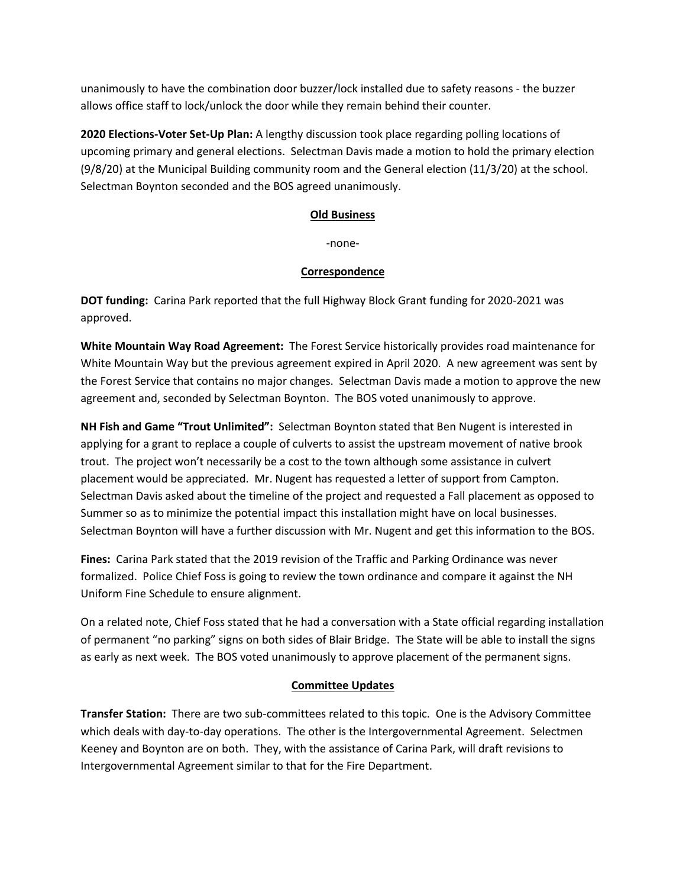unanimously to have the combination door buzzer/lock installed due to safety reasons - the buzzer allows office staff to lock/unlock the door while they remain behind their counter.

**2020 Elections-Voter Set-Up Plan:** A lengthy discussion took place regarding polling locations of upcoming primary and general elections. Selectman Davis made a motion to hold the primary election (9/8/20) at the Municipal Building community room and the General election (11/3/20) at the school. Selectman Boynton seconded and the BOS agreed unanimously.

## Old Business

-none-

## Correspondence

**DOT funding:** Carina Park reported that the full Highway Block Grant funding for 2020-2021 was approved.

**White Mountain Way Road Agreement:** The Forest Service historically provides road maintenance for White Mountain Way but the previous agreement expired in April 2020. A new agreement was sent by the Forest Service that contains no major changes. Selectman Davis made a motion to approve the new agreement and, seconded by Selectman Boynton. The BOS voted unanimously to approve.

**NH Fish and Game "Trout Unlimited":** Selectman Boynton stated that Ben Nugent is interested in applying for a grant to replace a couple of culverts to assist the upstream movement of native brook trout. The project won't necessarily be a cost to the town although some assistance in culvert placement would be appreciated. Mr. Nugent has requested a letter of support from Campton. Selectman Davis asked about the timeline of the project and requested a Fall placement as opposed to Summer so as to minimize the potential impact this installation might have on local businesses. Selectman Boynton will have a further discussion with Mr. Nugent and get this information to the BOS.

**Fines:** Carina Park stated that the 2019 revision of the Traffic and Parking Ordinance was never formalized. Police Chief Foss is going to review the town ordinance and compare it against the NH Uniform Fine Schedule to ensure alignment.

On a related note, Chief Foss stated that he had a conversation with a State official regarding installation of permanent "no parking" signs on both sides of Blair Bridge. The State will be able to install the signs as early as next week. The BOS voted unanimously to approve placement of the permanent signs.

## Committee Updates

**Transfer Station:** There are two sub-committees related to this topic. One is the Advisory Committee which deals with day-to-day operations. The other is the Intergovernmental Agreement. Selectmen Keeney and Boynton are on both. They, with the assistance of Carina Park, will draft revisions to Intergovernmental Agreement similar to that for the Fire Department.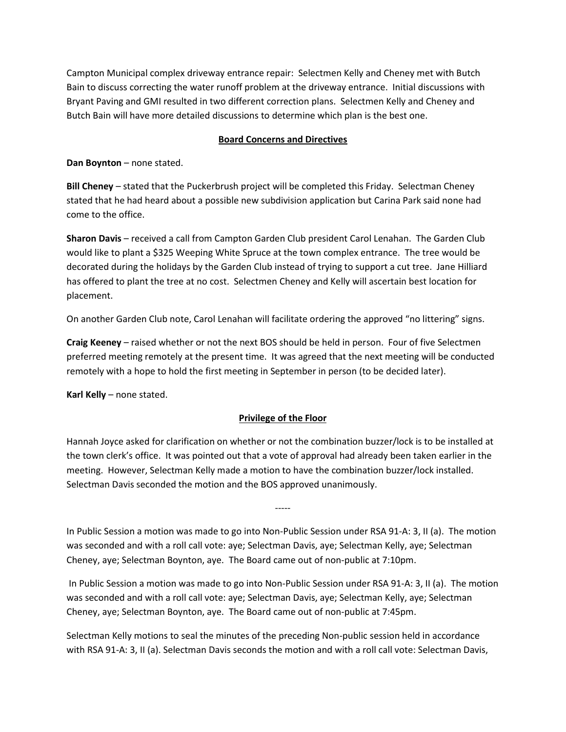Campton Municipal complex driveway entrance repair: Selectmen Kelly and Cheney met with Butch Bain to discuss correcting the water runoff problem at the driveway entrance. Initial discussions with Bryant Paving and GMI resulted in two different correction plans. Selectmen Kelly and Cheney and Butch Bain will have more detailed discussions to determine which plan is the best one.

## Board Concerns and Directives

**Dan Boynton** – none stated.

**Bill Cheney** – stated that the Puckerbrush project will be completed this Friday. Selectman Cheney stated that he had heard about a possible new subdivision application but Carina Park said none had come to the office.

**Sharon Davis** – received a call from Campton Garden Club president Carol Lenahan. The Garden Club would like to plant a $325 Weeping White Spruce at the town complex entrance. The tree would be decorated during the holidays by the Garden Club instead of trying to support a cut tree. Jane Hilliard has offered to plant the tree at no cost. Selectmen Cheney and Kelly will ascertain best location for placement.

On another Garden Club note, Carol Lenahan will facilitate ordering the approved "no littering" signs.

**Craig Keeney** – raised whether or not the next BOS should be held in person. Four of five Selectmen preferred meeting remotely at the present time. It was agreed that the next meeting will be conducted remotely with a hope to hold the first meeting in September in person (to be decided later).

**Karl Kelly** – none stated.

## Privilege of the Floor

Hannah Joyce asked for clarification on whether or not the combination buzzer/lock is to be installed at the town clerk's office. It was pointed out that a vote of approval had already been taken earlier in the meeting. However, Selectman Kelly made a motion to have the combination buzzer/lock installed. Selectman Davis seconded the motion and the BOS approved unanimously.

-----

In Public Session a motion was made to go into Non-Public Session under RSA 91-A: 3, II (a). The motion was seconded and with a roll call vote: aye; Selectman Davis, aye; Selectman Kelly, aye; Selectman Cheney, aye; Selectman Boynton, aye. The Board came out of non-public at 7:10pm.

In Public Session a motion was made to go into Non-Public Session under RSA 91-A: 3, II (a). The motion was seconded and with a roll call vote: aye; Selectman Davis, aye; Selectman Kelly, aye; Selectman Cheney, aye; Selectman Boynton, aye. The Board came out of non-public at 7:45pm.

Selectman Kelly motions to seal the minutes of the preceding Non-public session held in accordance with RSA 91-A: 3, II (a). Selectman Davis seconds the motion and with a roll call vote: Selectman Davis,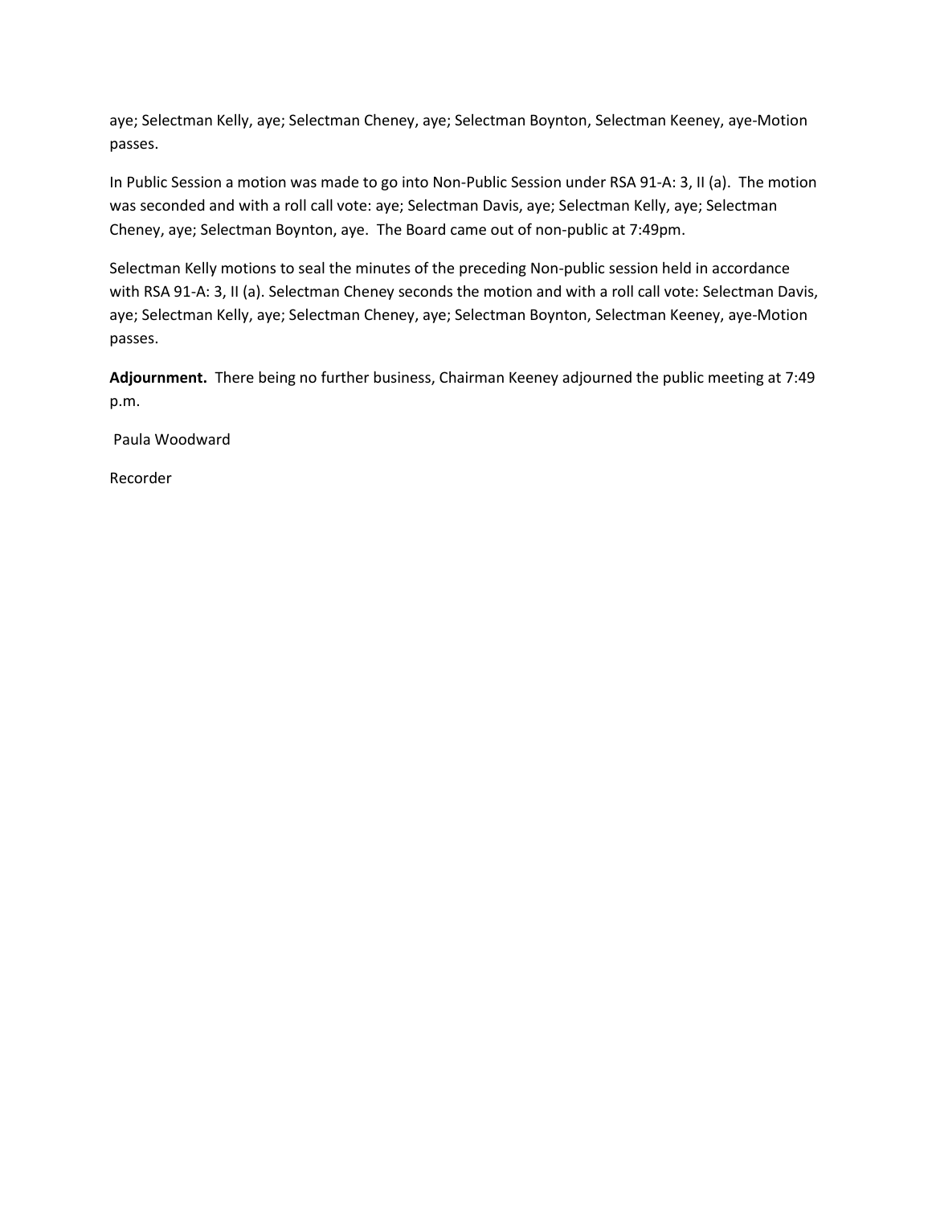aye; Selectman Kelly, aye; Selectman Cheney, aye; Selectman Boynton, Selectman Keeney, aye-Motion passes.

In Public Session a motion was made to go into Non-Public Session under RSA 91-A: 3, II (a). The motion was seconded and with a roll call vote: aye; Selectman Davis, aye; Selectman Kelly, aye; Selectman Cheney, aye; Selectman Boynton, aye. The Board came out of non-public at 7:49pm.

Selectman Kelly motions to seal the minutes of the preceding Non-public session held in accordance with RSA 91-A: 3, II (a). Selectman Cheney seconds the motion and with a roll call vote: Selectman Davis, aye; Selectman Kelly, aye; Selectman Cheney, aye; Selectman Boynton, Selectman Keeney, aye-Motion passes.

**Adjournment.** There being no further business, Chairman Keeney adjourned the public meeting at 7:49 p.m.

Paula Woodward

Recorder